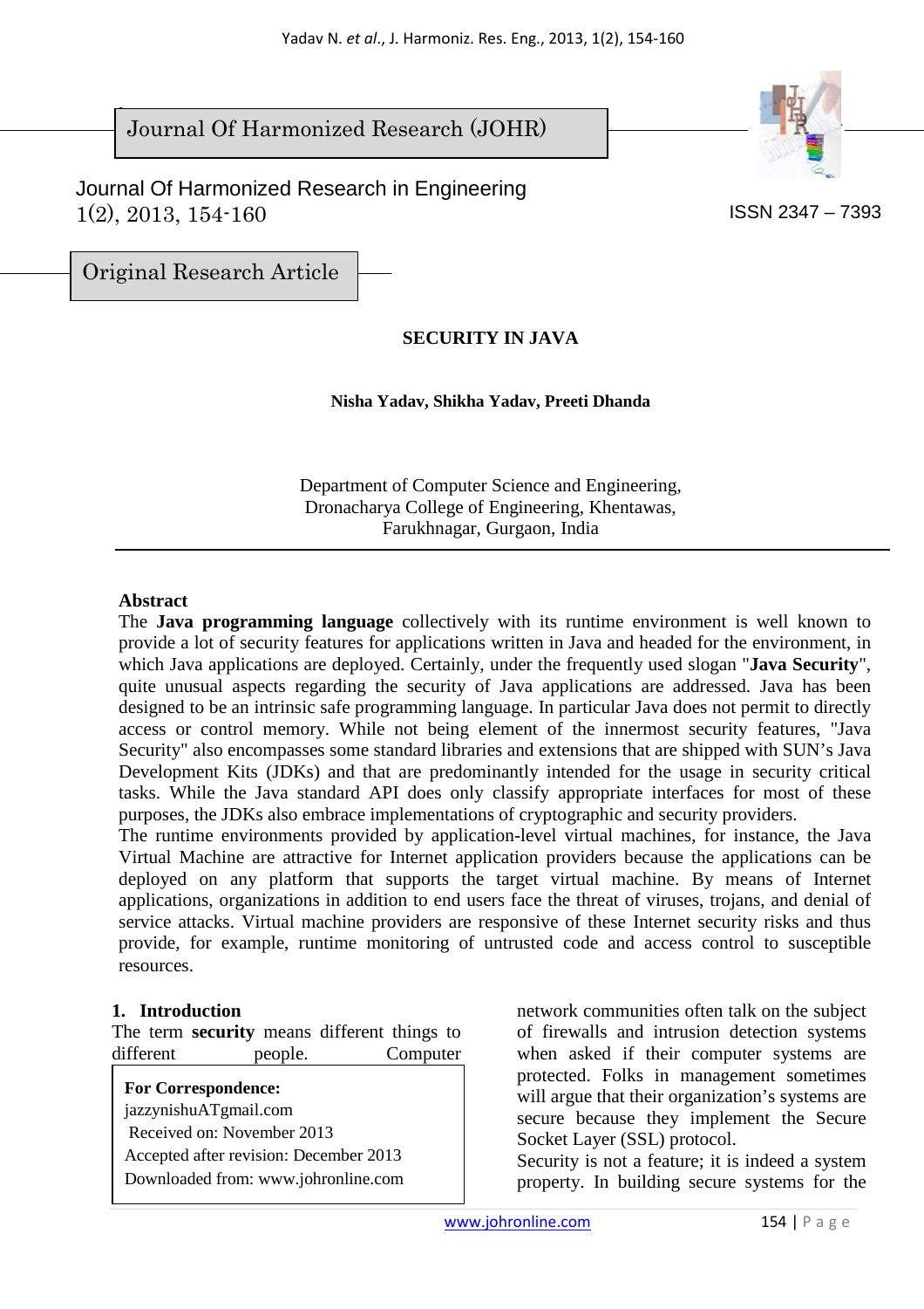Journal Of Harmonized Research (JOHR)

Journal Of Harmonized Research in Engineering
1(2), 2013, 154-160

ISSN 2347 – 7393

Original Research Article

# SECURITY IN JAVA

**Nisha Yadav, Shikha Yadav, Preeti Dhanda**

Department of Computer Science and Engineering,
Dronacharya College of Engineering, Khentawas,
Farukhnagar, Gurgaon, India

**Abstract**

The **Java programming language** collectively with its runtime environment is well known to provide a lot of security features for applications written in Java and headed for the environment, in which Java applications are deployed. Certainly, under the frequently used slogan "**Java Security**", quite unusual aspects regarding the security of Java applications are addressed. Java has been designed to be an intrinsic safe programming language. In particular Java does not permit to directly access or control memory. While not being element of the innermost security features, "Java Security" also encompasses some standard libraries and extensions that are shipped with SUN's Java Development Kits (JDKs) and that are predominantly intended for the usage in security critical tasks. While the Java standard API does only classify appropriate interfaces for most of these purposes, the JDKs also embrace implementations of cryptographic and security providers.

The runtime environments provided by application-level virtual machines, for instance, the Java Virtual Machine are attractive for Internet application providers because the applications can be deployed on any platform that supports the target virtual machine. By means of Internet applications, organizations in addition to end users face the threat of viruses, trojans, and denial of service attacks. Virtual machine providers are responsive of these Internet security risks and thus provide, for example, runtime monitoring of untrusted code and access control to susceptible resources.

## 1. Introduction

The term **security** means different things to different people. Computer network communities often talk on the subject of firewalls and intrusion detection systems when asked if their computer systems are protected. Folks in management sometimes will argue that their organization's systems are secure because they implement the Secure Socket Layer (SSL) protocol.

Security is not a feature; it is indeed a system property. In building secure systems for the

**For Correspondence:**
jazzynishuATgmail.com
Received on: November 2013
Accepted after revision: December 2013
Downloaded from: www.johronline.com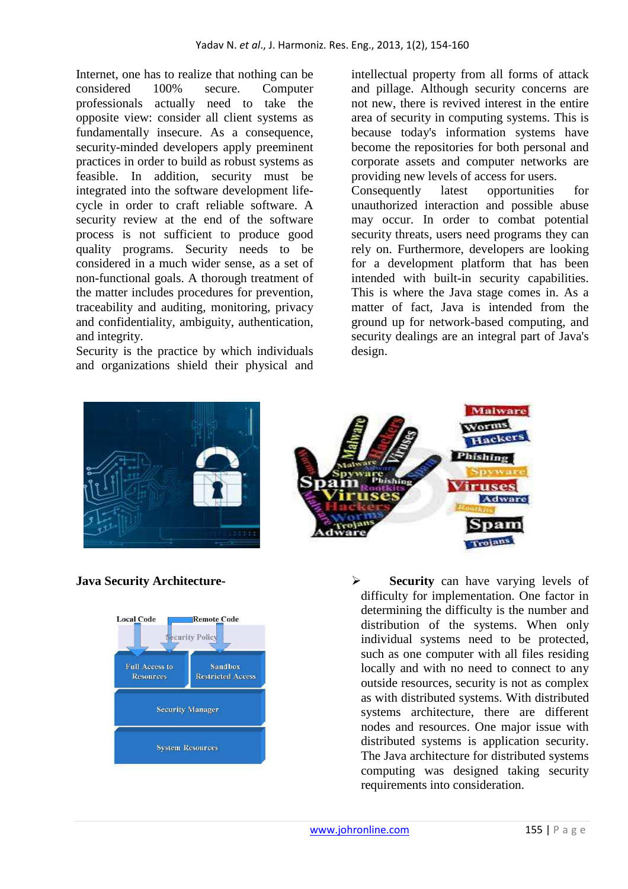Internet, one has to realize that nothing can be considered 100% secure. Computer professionals actually need to take the opposite view: consider all client systems as fundamentally insecure. As a consequence, security-minded developers apply preeminent practices in order to build as robust systems as feasible. In addition, security must be integrated into the software development life-cycle in order to craft reliable software. A security review at the end of the software process is not sufficient to produce good quality programs. Security needs to be considered in a much wider sense, as a set of non-functional goals. A thorough treatment of the matter includes procedures for prevention, traceability and auditing, monitoring, privacy and confidentiality, ambiguity, authentication, and integrity.

Security is the practice by which individuals and organizations shield their physical and intellectual property from all forms of attack and pillage. Although security concerns are not new, there is revived interest in the entire area of security in computing systems. This is because today's information systems have become the repositories for both personal and corporate assets and computer networks are providing new levels of access for users.

Consequently latest opportunities for unauthorized interaction and possible abuse may occur. In order to combat potential security threats, users need programs they can rely on. Furthermore, developers are looking for a development platform that has been intended with built-in security capabilities. This is where the Java stage comes in. As a matter of fact, Java is intended from the ground up for network-based computing, and security dealings are an integral part of Java's design.

**Java Security Architecture-**

- **Security** can have varying levels of difficulty for implementation. One factor in determining the difficulty is the number and distribution of the systems. When only individual systems need to be protected, such as one computer with all files residing locally and with no need to connect to any outside resources, security is not as complex as with distributed systems. With distributed systems architecture, there are different nodes and resources. One major issue with distributed systems is application security. The Java architecture for distributed systems computing was designed taking security requirements into consideration.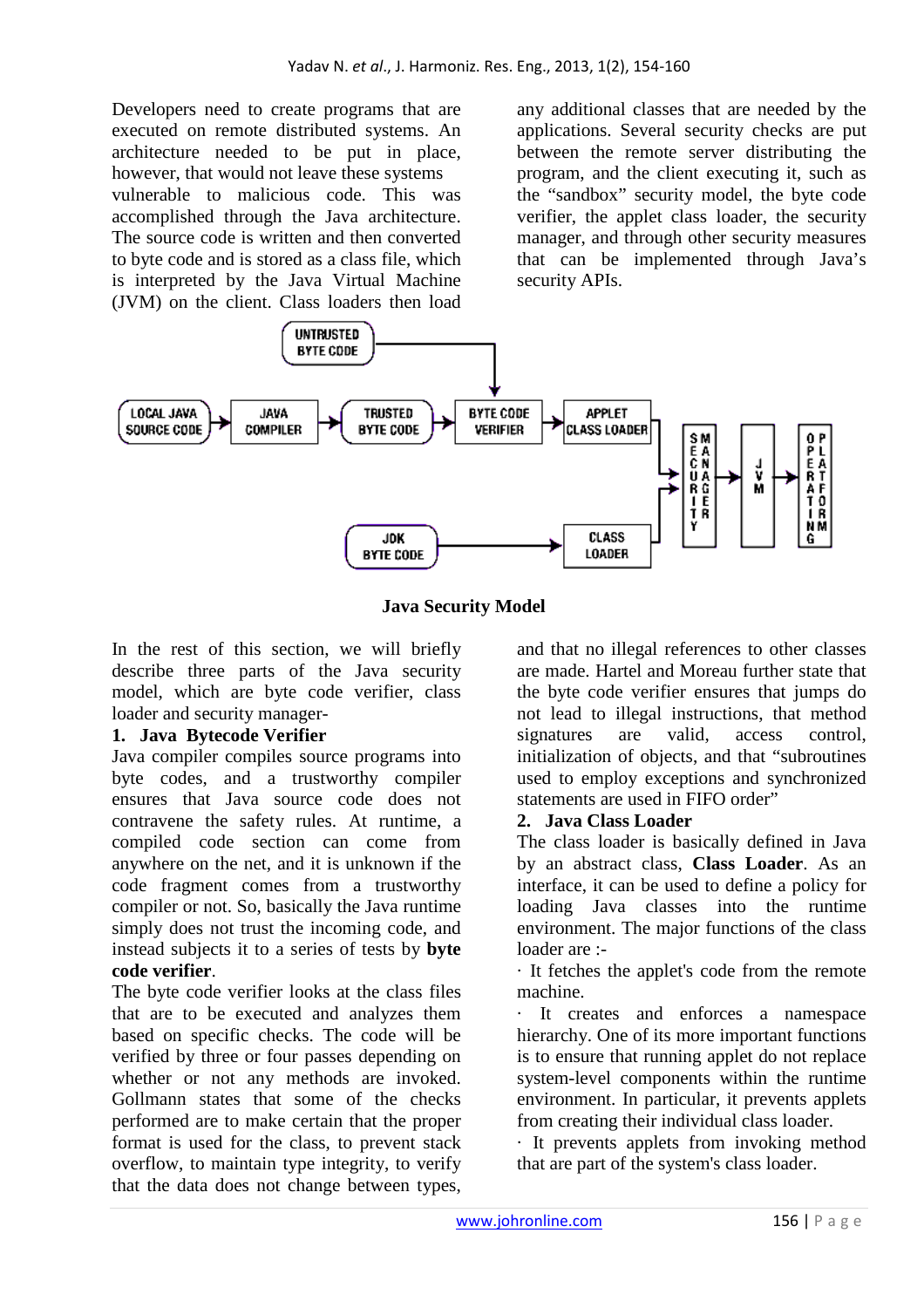Developers need to create programs that are executed on remote distributed systems. An architecture needed to be put in place, however, that would not leave these systems vulnerable to malicious code. This was accomplished through the Java architecture. The source code is written and then converted to byte code and is stored as a class file, which is interpreted by the Java Virtual Machine (JVM) on the client. Class loaders then load any additional classes that are needed by the applications. Several security checks are put between the remote server distributing the program, and the client executing it, such as the "sandbox" security model, the byte code verifier, the applet class loader, the security manager, and through other security measures that can be implemented through Java's security APIs.

**Java Security Model**

In the rest of this section, we will briefly describe three parts of the Java security model, which are byte code verifier, class loader and security manager-

**1. Java Bytecode Verifier**

Java compiler compiles source programs into byte codes, and a trustworthy compiler ensures that Java source code does not contravene the safety rules. At runtime, a compiled code section can come from anywhere on the net, and it is unknown if the code fragment comes from a trustworthy compiler or not. So, basically the Java runtime simply does not trust the incoming code, and instead subjects it to a series of tests by **byte code verifier**.

The byte code verifier looks at the class files that are to be executed and analyzes them based on specific checks. The code will be verified by three or four passes depending on whether or not any methods are invoked. Gollmann states that some of the checks performed are to make certain that the proper format is used for the class, to prevent stack overflow, to maintain type integrity, to verify that the data does not change between types, and that no illegal references to other classes are made. Hartel and Moreau further state that the byte code verifier ensures that jumps do not lead to illegal instructions, that method signatures are valid, access control, initialization of objects, and that "subroutines used to employ exceptions and synchronized statements are used in FIFO order"

**2. Java Class Loader**

The class loader is basically defined in Java by an abstract class, **Class Loader**. As an interface, it can be used to define a policy for loading Java classes into the runtime environment. The major functions of the class loader are :-

· It fetches the applet's code from the remote machine.

· It creates and enforces a namespace hierarchy. One of its more important functions is to ensure that running applet do not replace system-level components within the runtime environment. In particular, it prevents applets from creating their individual class loader.

· It prevents applets from invoking method that are part of the system's class loader.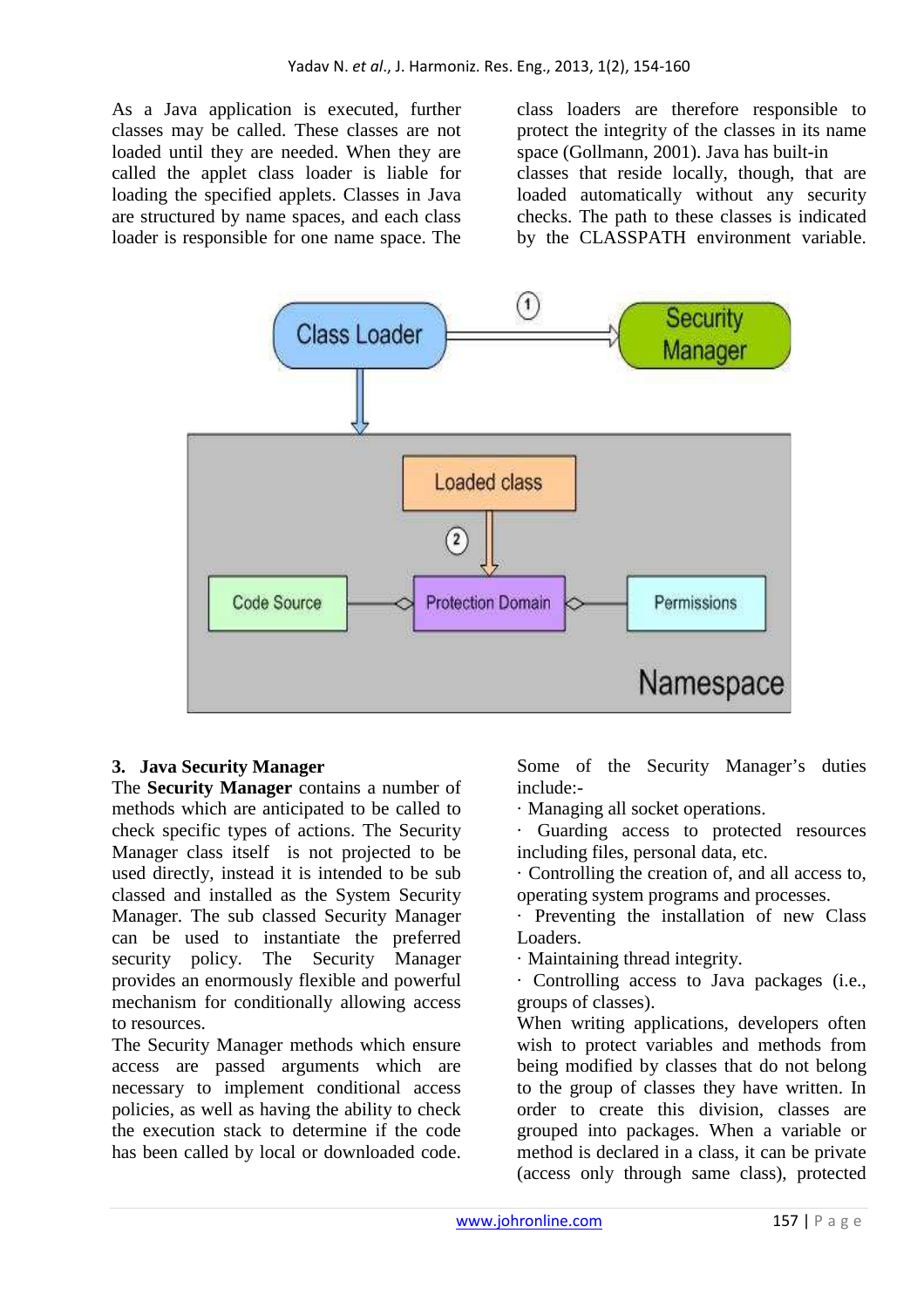As a Java application is executed, further classes may be called. These classes are not loaded until they are needed. When they are called the applet class loader is liable for loading the specified applets. Classes in Java are structured by name spaces, and each class loader is responsible for one name space. The class loaders are therefore responsible to protect the integrity of the classes in its name space (Gollmann, 2001). Java has built-in classes that reside locally, though, that are loaded automatically without any security checks. The path to these classes is indicated by the CLASSPATH environment variable.

## 3. Java Security Manager

The **Security Manager** contains a number of methods which are anticipated to be called to check specific types of actions. The Security Manager class itself is not projected to be used directly, instead it is intended to be sub classed and installed as the System Security Manager. The sub classed Security Manager can be used to instantiate the preferred security policy. The Security Manager provides an enormously flexible and powerful mechanism for conditionally allowing access to resources.

The Security Manager methods which ensure access are passed arguments which are necessary to implement conditional access policies, as well as having the ability to check the execution stack to determine if the code has been called by local or downloaded code.

Some of the Security Manager's duties include:-

· Managing all socket operations.

· Guarding access to protected resources including files, personal data, etc.

· Controlling the creation of, and all access to, operating system programs and processes.

· Preventing the installation of new Class Loaders.

· Maintaining thread integrity.

· Controlling access to Java packages (i.e., groups of classes).

When writing applications, developers often wish to protect variables and methods from being modified by classes that do not belong to the group of classes they have written. In order to create this division, classes are grouped into packages. When a variable or method is declared in a class, it can be private (access only through same class), protected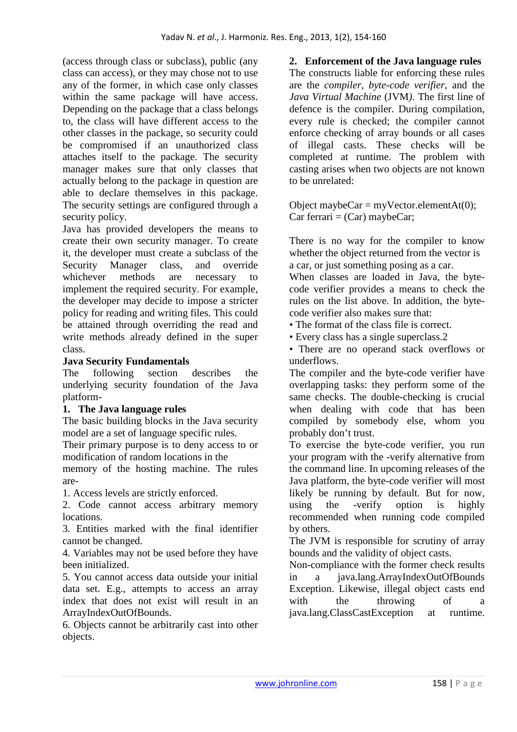(access through class or subclass), public (any class can access), or they may chose not to use any of the former, in which case only classes within the same package will have access. Depending on the package that a class belongs to, the class will have different access to the other classes in the package, so security could be compromised if an unauthorized class attaches itself to the package. The security manager makes sure that only classes that actually belong to the package in question are able to declare themselves in this package. The security settings are configured through a security policy.

Java has provided developers the means to create their own security manager. To create it, the developer must create a subclass of the Security Manager class, and override whichever methods are necessary to implement the required security. For example, the developer may decide to impose a stricter policy for reading and writing files. This could be attained through overriding the read and write methods already defined in the super class.

**Java Security Fundamentals**

The following section describes the underlying security foundation of the Java platform-

**1. The Java language rules**

The basic building blocks in the Java security model are a set of language specific rules. Their primary purpose is to deny access to or modification of random locations in the memory of the hosting machine. The rules are-

1. Access levels are strictly enforced.
2. Code cannot access arbitrary memory locations.
3. Entities marked with the final identifier cannot be changed.
4. Variables may not be used before they have been initialized.
5. You cannot access data outside your initial data set. E.g., attempts to access an array index that does not exist will result in an ArrayIndexOutOfBounds.
6. Objects cannot be arbitrarily cast into other objects.

**2. Enforcement of the Java language rules**

The constructs liable for enforcing these rules are the *compiler*, *byte-code verifier*, and the *Java Virtual Machine* (JVM). The first line of defence is the compiler. During compilation, every rule is checked; the compiler cannot enforce checking of array bounds or all cases of illegal casts. These checks will be completed at runtime. The problem with casting arises when two objects are not known to be unrelated:

```
Object maybeCar = myVector.elementAt(0);
Car ferrari = (Car) maybeCar;
```

There is no way for the compiler to know whether the object returned from the vector is a car, or just something posing as a car.

When classes are loaded in Java, the byte-code verifier provides a means to check the rules on the list above. In addition, the byte-code verifier also makes sure that:

- The format of the class file is correct.
- Every class has a single superclass.2
- There are no operand stack overflows or underflows.

The compiler and the byte-code verifier have overlapping tasks: they perform some of the same checks. The double-checking is crucial when dealing with code that has been compiled by somebody else, whom you probably don't trust.

To exercise the byte-code verifier, you run your program with the -verify alternative from the command line. In upcoming releases of the Java platform, the byte-code verifier will most likely be running by default. But for now, using the -verify option is highly recommended when running code compiled by others.

The JVM is responsible for scrutiny of array bounds and the validity of object casts.

Non-compliance with the former check results in a java.lang.ArrayIndexOutOfBounds Exception. Likewise, illegal object casts end with the throwing of a java.lang.ClassCastException at runtime.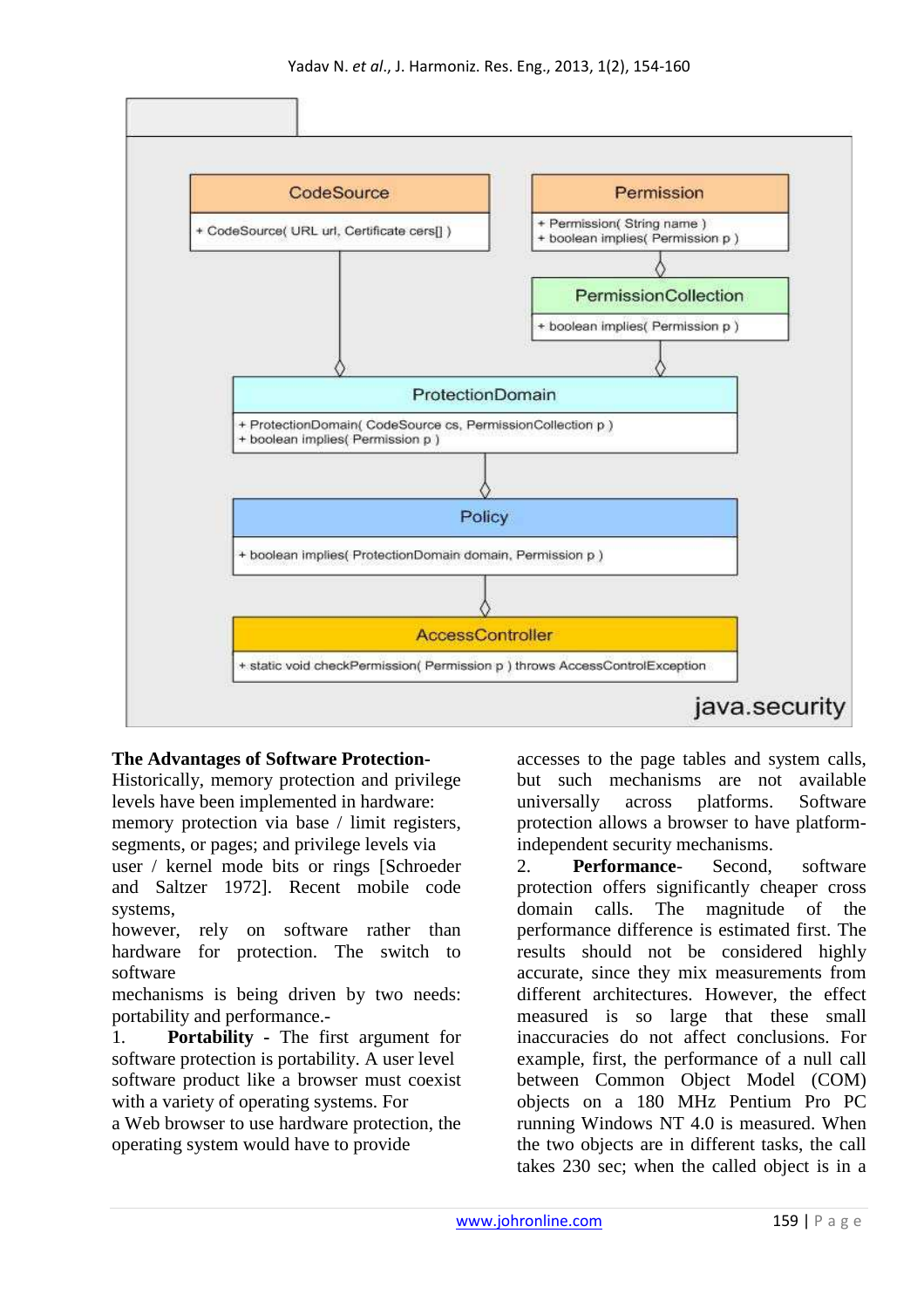**The Advantages of Software Protection-**
Historically, memory protection and privilege levels have been implemented in hardware: memory protection via base / limit registers, segments, or pages; and privilege levels via user / kernel mode bits or rings [Schroeder and Saltzer 1972]. Recent mobile code systems, however, rely on software rather than hardware for protection. The switch to software mechanisms is being driven by two needs: portability and performance.-

1. **Portability** - The first argument for software protection is portability. A user level software product like a browser must coexist with a variety of operating systems. For a Web browser to use hardware protection, the operating system would have to provide accesses to the page tables and system calls, but such mechanisms are not available universally across platforms. Software protection allows a browser to have platform-independent security mechanisms.

2. **Performance**- Second, software protection offers significantly cheaper cross domain calls. The magnitude of the performance difference is estimated first. The results should not be considered highly accurate, since they mix measurements from different architectures. However, the effect measured is so large that these small inaccuracies do not affect conclusions. For example, first, the performance of a null call between Common Object Model (COM) objects on a 180 MHz Pentium Pro PC running Windows NT 4.0 is measured. When the two objects are in different tasks, the call takes 230 sec; when the called object is in a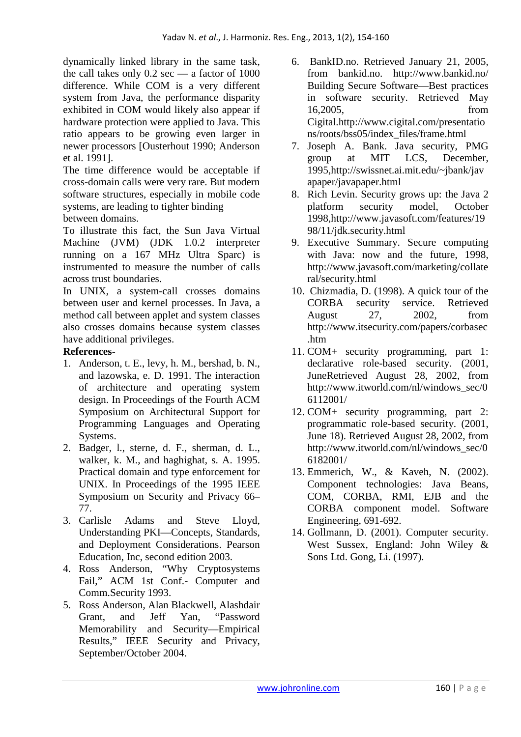dynamically linked library in the same task, the call takes only 0.2 sec — a factor of 1000 difference. While COM is a very different system from Java, the performance disparity exhibited in COM would likely also appear if hardware protection were applied to Java. This ratio appears to be growing even larger in newer processors [Ousterhout 1990; Anderson et al. 1991].

The time difference would be acceptable if cross-domain calls were very rare. But modern software structures, especially in mobile code systems, are leading to tighter binding between domains.

To illustrate this fact, the Sun Java Virtual Machine (JVM) (JDK 1.0.2 interpreter running on a 167 MHz Ultra Sparc) is instrumented to measure the number of calls across trust boundaries.

In UNIX, a system-call crosses domains between user and kernel processes. In Java, a method call between applet and system classes also crosses domains because system classes have additional privileges.

**References-**

1. Anderson, t. E., levy, h. M., bershad, b. N., and lazowska, e. D. 1991. The interaction of architecture and operating system design. In Proceedings of the Fourth ACM Symposium on Architectural Support for Programming Languages and Operating Systems.
2. Badger, l., sterne, d. F., sherman, d. L., walker, k. M., and haghighat, s. A. 1995. Practical domain and type enforcement for UNIX. In Proceedings of the 1995 IEEE Symposium on Security and Privacy 66–77.
3. Carlisle Adams and Steve Lloyd, Understanding PKI—Concepts, Standards, and Deployment Considerations. Pearson Education, Inc, second edition 2003.
4. Ross Anderson, "Why Cryptosystems Fail," ACM 1st Conf.- Computer and Comm.Security 1993.
5. Ross Anderson, Alan Blackwell, Alashdair Grant, and Jeff Yan, "Password Memorability and Security—Empirical Results," IEEE Security and Privacy, September/October 2004.
6. BankID.no. Retrieved January 21, 2005, from bankid.no. http://www.bankid.no/ Building Secure Software—Best practices in software security. Retrieved May 16,2005, from Cigital.http://www.cigital.com/presentations/roots/bss05/index_files/frame.html
7. Joseph A. Bank. Java security, PMG group at MIT LCS, December, 1995,http://swissnet.ai.mit.edu/~jbank/javapaper/javapaper.html
8. Rich Levin. Security grows up: the Java 2 platform security model, October 1998,http://www.javasoft.com/features/1998/11/jdk.security.html
9. Executive Summary. Secure computing with Java: now and the future, 1998, http://www.javasoft.com/marketing/collateral/security.html
10. Chizmadia, D. (1998). A quick tour of the CORBA security service. Retrieved August 27, 2002, from http://www.itsecurity.com/papers/corbasec.htm
11. COM+ security programming, part 1: declarative role-based security. (2001, JuneRetrieved August 28, 2002, from http://www.itworld.com/nl/windows_sec/06112001/
12. COM+ security programming, part 2: programmatic role-based security. (2001, June 18). Retrieved August 28, 2002, from http://www.itworld.com/nl/windows_sec/06182001/
13. Emmerich, W., & Kaveh, N. (2002). Component technologies: Java Beans, COM, CORBA, RMI, EJB and the CORBA component model. Software Engineering, 691-692.
14. Gollmann, D. (2001). Computer security. West Sussex, England: John Wiley & Sons Ltd. Gong, Li. (1997).